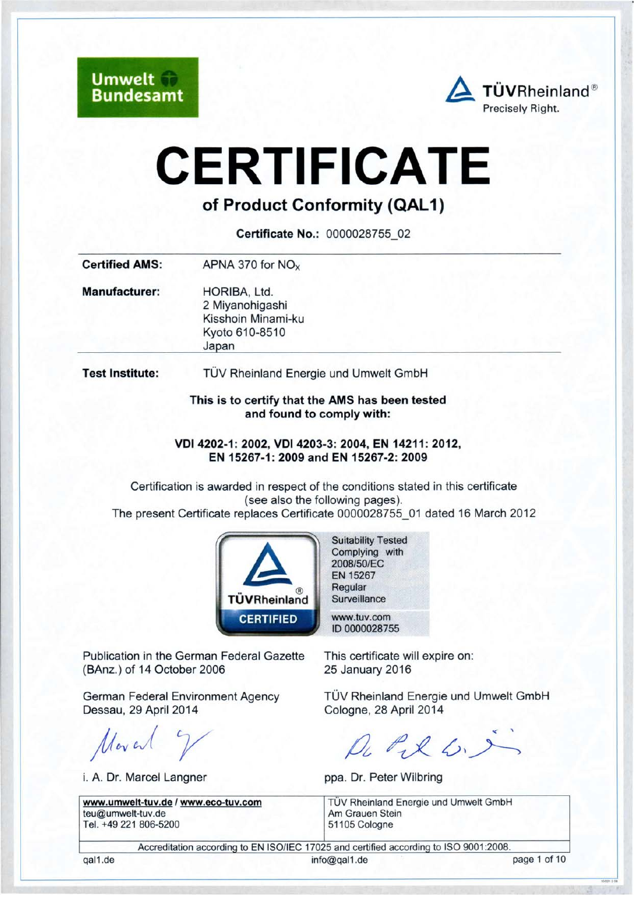Umwelt Bundesamt

TÜVRheinland®
Precisely Right.

# CERTIFICATE

## of Product Conformity (QAL1)

**Certificate No.:** 0000028755_02

**Certified AMS:** APNA 370 for $NO_X$

**Manufacturer:** HORIBA, Ltd.
2 Miyanohigashi
Kisshoin Minami-ku
Kyoto 610-8510
Japan

**Test Institute:** TÜV Rheinland Energie und Umwelt GmbH

**This is to certify that the AMS has been tested and found to comply with:**

**VDI 4202-1: 2002, VDI 4203-3: 2004, EN 14211: 2012, EN 15267-1: 2009 and EN 15267-2: 2009**

Certification is awarded in respect of the conditions stated in this certificate (see also the following pages).
The present Certificate replaces Certificate 0000028755_01 dated 16 March 2012

TÜVRheinland® CERTIFIED

Suitability Tested
Complying with
2008/50/EC
EN 15267
Regular
Surveillance

www.tuv.com
ID 0000028755

Publication in the German Federal Gazette (BAnz.) of 14 October 2006

This certificate will expire on:
25 January 2016

German Federal Environment Agency
Dessau, 29 April 2014

i. A. Dr. Marcel Langner

TÜV Rheinland Energie und Umwelt GmbH
Cologne, 28 April 2014

ppa. Dr. Peter Wilbring

| www.umwelt-tuv.de / www.eco-tuv.com<br>teu@umwelt-tuv.de<br>Tel. +49 221 806-5200 | TÜV Rheinland Energie und Umwelt GmbH<br>Am Grauen Stein<br>51105 Cologne |
|---|---|

Accreditation according to EN ISO/IEC 17025 and certified according to ISO 9001:2008.

qal1.de info@qal1.de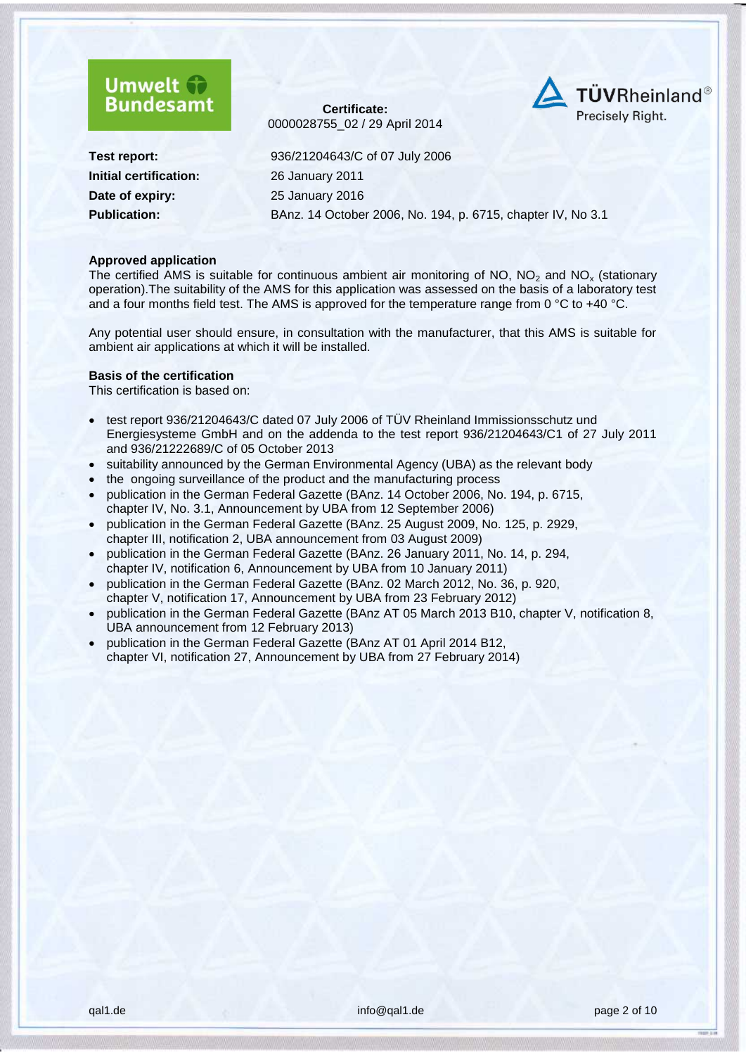**Certificate:**
0000028755_02 / 29 April 2014

| | |
|---|---|
| **Test report:** | 936/21204643/C of 07 July 2006 |
| **Initial certification:** | 26 January 2011 |
| **Date of expiry:** | 25 January 2016 |
| **Publication:** | BAnz. 14 October 2006, No. 194, p. 6715, chapter IV, No 3.1 |

### Approved application

The certified AMS is suitable for continuous ambient air monitoring of NO, $NO_2$ and $NO_x$ (stationary operation).The suitability of the AMS for this application was assessed on the basis of a laboratory test and a four months field test. The AMS is approved for the temperature range from 0 °C to +40 °C.

Any potential user should ensure, in consultation with the manufacturer, that this AMS is suitable for ambient air applications at which it will be installed.

### Basis of the certification

This certification is based on:

- test report 936/21204643/C dated 07 July 2006 of TÜV Rheinland Immissionsschutz und Energiesysteme GmbH and on the addenda to the test report 936/21204643/C1 of 27 July 2011 and 936/21222689/C of 05 October 2013
- suitability announced by the German Environmental Agency (UBA) as the relevant body
- the ongoing surveillance of the product and the manufacturing process
- publication in the German Federal Gazette (BAnz. 14 October 2006, No. 194, p. 6715, chapter IV, No. 3.1, Announcement by UBA from 12 September 2006)
- publication in the German Federal Gazette (BAnz. 25 August 2009, No. 125, p. 2929, chapter III, notification 2, UBA announcement from 03 August 2009)
- publication in the German Federal Gazette (BAnz. 26 January 2011, No. 14, p. 294, chapter IV, notification 6, Announcement by UBA from 10 January 2011)
- publication in the German Federal Gazette (BAnz. 02 March 2012, No. 36, p. 920, chapter V, notification 17, Announcement by UBA from 23 February 2012)
- publication in the German Federal Gazette (BAnz AT 05 March 2013 B10, chapter V, notification 8, UBA announcement from 12 February 2013)
- publication in the German Federal Gazette (BAnz AT 01 April 2014 B12, chapter VI, notification 27, Announcement by UBA from 27 February 2014)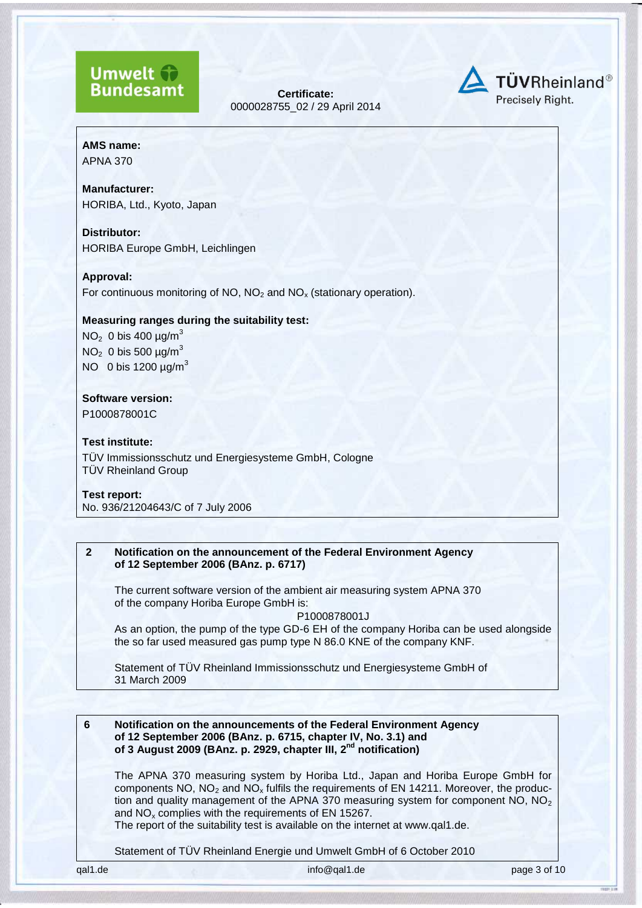**Certificate:**
0000028755_02 / 29 April 2014

**AMS name:**
APNA 370

**Manufacturer:**
HORIBA, Ltd., Kyoto, Japan

**Distributor:**
HORIBA Europe GmbH, Leichlingen

**Approval:**
For continuous monitoring of NO, $NO_2$ and $NO_x$ (stationary operation).

**Measuring ranges during the suitability test:**
$NO_2$ 0 bis 400 µg/m$^3$
$NO_2$ 0 bis 500 µg/m$^3$
NO 0 bis 1200 µg/m$^3$

**Software version:**
P1000878001C

**Test institute:**
TÜV Immissionsschutz und Energiesysteme GmbH, Cologne
TÜV Rheinland Group

**Test report:**
No. 936/21204643/C of 7 July 2006

**2 Notification on the announcement of the Federal Environment Agency of 12 September 2006 (BAnz. p. 6717)**

The current software version of the ambient air measuring system APNA 370 of the company Horiba Europe GmbH is:

P1000878001J

As an option, the pump of the type GD-6 EH of the company Horiba can be used alongside the so far used measured gas pump type N 86.0 KNE of the company KNF.

Statement of TÜV Rheinland Immissionsschutz und Energiesysteme GmbH of 31 March 2009

**6 Notification on the announcements of the Federal Environment Agency of 12 September 2006 (BAnz. p. 6715, chapter IV, No. 3.1) and of 3 August 2009 (BAnz. p. 2929, chapter III, 2nd notification)**

The APNA 370 measuring system by Horiba Ltd., Japan and Horiba Europe GmbH for components NO, $NO_2$ and $NO_x$ fulfils the requirements of EN 14211. Moreover, the production and quality management of the APNA 370 measuring system for component NO, $NO_2$ and $NO_x$ complies with the requirements of EN 15267.
The report of the suitability test is available on the internet at www.qal1.de.

Statement of TÜV Rheinland Energie und Umwelt GmbH of 6 October 2010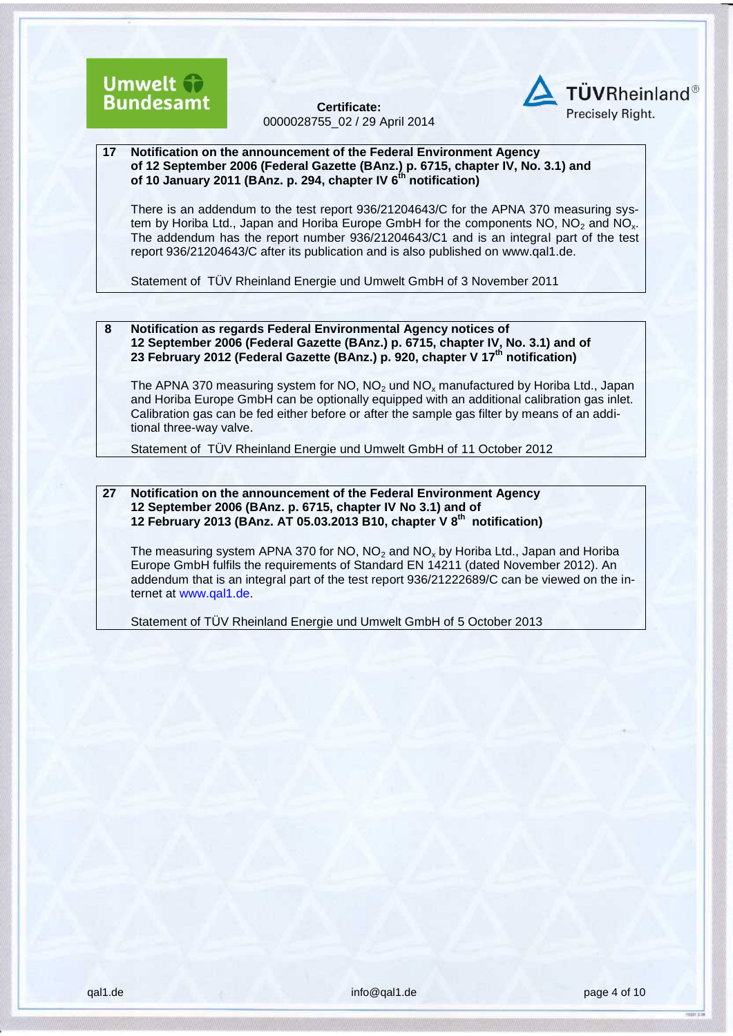**17 Notification on the announcement of the Federal Environment Agency of 12 September 2006 (Federal Gazette (BAnz.) p. 6715, chapter IV, No. 3.1) and of 10 January 2011 (BAnz. p. 294, chapter IV 6th notification)**

There is an addendum to the test report 936/21204643/C for the APNA 370 measuring system by Horiba Ltd., Japan and Horiba Europe GmbH for the components NO, $NO_2$ and $NO_x$. The addendum has the report number 936/21204643/C1 and is an integral part of the test report 936/21204643/C after its publication and is also published on www.qal1.de.

Statement of TÜV Rheinland Energie und Umwelt GmbH of 3 November 2011

**8 Notification as regards Federal Environmental Agency notices of 12 September 2006 (Federal Gazette (BAnz.) p. 6715, chapter IV, No. 3.1) and of 23 February 2012 (Federal Gazette (BAnz.) p. 920, chapter V 17th notification)**

The APNA 370 measuring system for NO, $NO_2$ und $NO_x$ manufactured by Horiba Ltd., Japan and Horiba Europe GmbH can be optionally equipped with an additional calibration gas inlet. Calibration gas can be fed either before or after the sample gas filter by means of an additional three-way valve.

Statement of TÜV Rheinland Energie und Umwelt GmbH of 11 October 2012

**27 Notification on the announcement of the Federal Environment Agency 12 September 2006 (BAnz. p. 6715, chapter IV No 3.1) and of 12 February 2013 (BAnz. AT 05.03.2013 B10, chapter V 8th notification)**

The measuring system APNA 370 for NO, $NO_2$ and $NO_x$ by Horiba Ltd., Japan and Horiba Europe GmbH fulfils the requirements of Standard EN 14211 (dated November 2012). An addendum that is an integral part of the test report 936/21222689/C can be viewed on the internet at www.qal1.de.

Statement of TÜV Rheinland Energie und Umwelt GmbH of 5 October 2013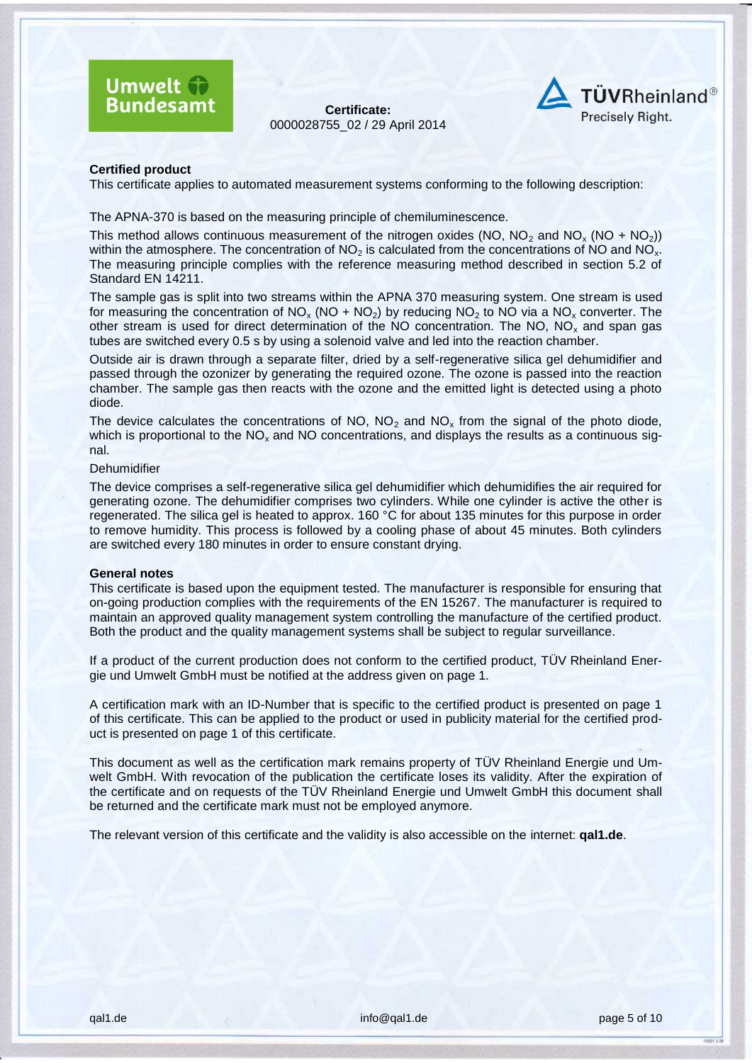**Certificate:**
0000028755_02 / 29 April 2014

**Certified product**

This certificate applies to automated measurement systems conforming to the following description:

The APNA-370 is based on the measuring principle of chemiluminescence.

This method allows continuous measurement of the nitrogen oxides (NO, $NO_2$ and $NO_x$ (NO + $NO_2$)) within the atmosphere. The concentration of $NO_2$ is calculated from the concentrations of NO and $NO_x$. The measuring principle complies with the reference measuring method described in section 5.2 of Standard EN 14211.

The sample gas is split into two streams within the APNA 370 measuring system. One stream is used for measuring the concentration of $NO_x$ (NO + $NO_2$) by reducing $NO_2$ to NO via a $NO_x$ converter. The other stream is used for direct determination of the NO concentration. The NO, $NO_x$ and span gas tubes are switched every 0.5 s by using a solenoid valve and led into the reaction chamber.

Outside air is drawn through a separate filter, dried by a self-regenerative silica gel dehumidifier and passed through the ozonizer by generating the required ozone. The ozone is passed into the reaction chamber. The sample gas then reacts with the ozone and the emitted light is detected using a photo diode.

The device calculates the concentrations of NO, $NO_2$ and $NO_x$ from the signal of the photo diode, which is proportional to the $NO_x$ and NO concentrations, and displays the results as a continuous signal.

Dehumidifier

The device comprises a self-regenerative silica gel dehumidifier which dehumidifies the air required for generating ozone. The dehumidifier comprises two cylinders. While one cylinder is active the other is regenerated. The silica gel is heated to approx. 160 °C for about 135 minutes for this purpose in order to remove humidity. This process is followed by a cooling phase of about 45 minutes. Both cylinders are switched every 180 minutes in order to ensure constant drying.

**General notes**

This certificate is based upon the equipment tested. The manufacturer is responsible for ensuring that on-going production complies with the requirements of the EN 15267. The manufacturer is required to maintain an approved quality management system controlling the manufacture of the certified product. Both the product and the quality management systems shall be subject to regular surveillance.

If a product of the current production does not conform to the certified product, TÜV Rheinland Energie und Umwelt GmbH must be notified at the address given on page 1.

A certification mark with an ID-Number that is specific to the certified product is presented on page 1 of this certificate. This can be applied to the product or used in publicity material for the certified product is presented on page 1 of this certificate.

This document as well as the certification mark remains property of TÜV Rheinland Energie und Umwelt GmbH. With revocation of the publication the certificate loses its validity. After the expiration of the certificate and on requests of the TÜV Rheinland Energie und Umwelt GmbH this document shall be returned and the certificate mark must not be employed anymore.

The relevant version of this certificate and the validity is also accessible on the internet: **qal1.de**.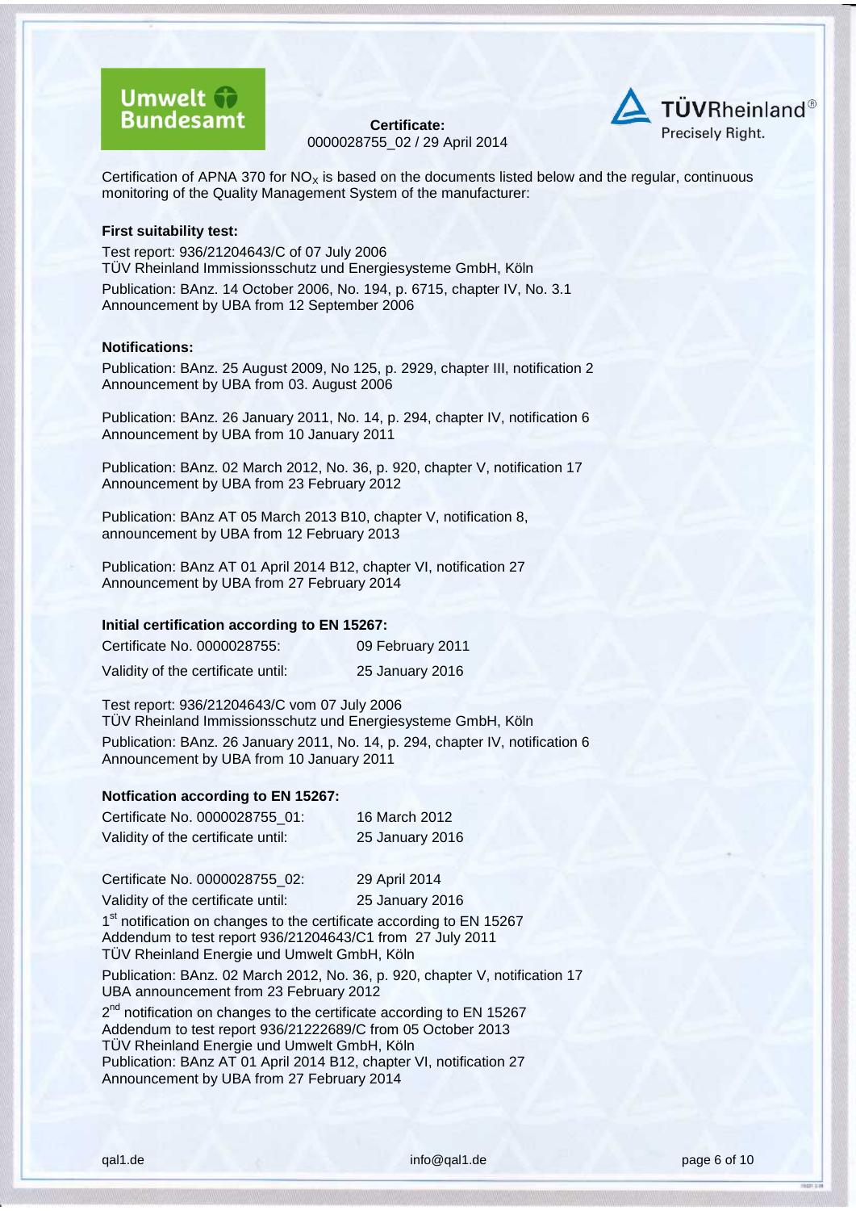Umwelt Bundesamt

**Certificate:**
0000028755_02 / 29 April 2014

TÜVRheinland® Precisely Right.

Certification of APNA 370 for $NO_X$ is based on the documents listed below and the regular, continuous monitoring of the Quality Management System of the manufacturer:

**First suitability test:**

Test report: 936/21204643/C of 07 July 2006
TÜV Rheinland Immissionsschutz und Energiesysteme GmbH, Köln

Publication: BAnz. 14 October 2006, No. 194, p. 6715, chapter IV, No. 3.1
Announcement by UBA from 12 September 2006

**Notifications:**

Publication: BAnz. 25 August 2009, No 125, p. 2929, chapter III, notification 2
Announcement by UBA from 03. August 2006

Publication: BAnz. 26 January 2011, No. 14, p. 294, chapter IV, notification 6
Announcement by UBA from 10 January 2011

Publication: BAnz. 02 March 2012, No. 36, p. 920, chapter V, notification 17
Announcement by UBA from 23 February 2012

Publication: BAnz AT 05 March 2013 B10, chapter V, notification 8,
announcement by UBA from 12 February 2013

Publication: BAnz AT 01 April 2014 B12, chapter VI, notification 27
Announcement by UBA from 27 February 2014

**Initial certification according to EN 15267:**

| | |
|---|---|
| Certificate No. 0000028755: | 09 February 2011 |
| Validity of the certificate until: | 25 January 2016 |

Test report: 936/21204643/C vom 07 July 2006
TÜV Rheinland Immissionsschutz und Energiesysteme GmbH, Köln

Publication: BAnz. 26 January 2011, No. 14, p. 294, chapter IV, notification 6
Announcement by UBA from 10 January 2011

**Notfication according to EN 15267:**

| | |
|---|---|
| Certificate No. 0000028755_01: | 16 March 2012 |
| Validity of the certificate until: | 25 January 2016 |

| | |
|---|---|
| Certificate No. 0000028755_02: | 29 April 2014 |
| Validity of the certificate until: | 25 January 2016 |

1st notification on changes to the certificate according to EN 15267
Addendum to test report 936/21204643/C1 from 27 July 2011
TÜV Rheinland Energie und Umwelt GmbH, Köln

Publication: BAnz. 02 March 2012, No. 36, p. 920, chapter V, notification 17
UBA announcement from 23 February 2012

2nd notification on changes to the certificate according to EN 15267
Addendum to test report 936/21222689/C from 05 October 2013
TÜV Rheinland Energie und Umwelt GmbH, Köln
Publication: BAnz AT 01 April 2014 B12, chapter VI, notification 27
Announcement by UBA from 27 February 2014

qal1.de info@qal1.de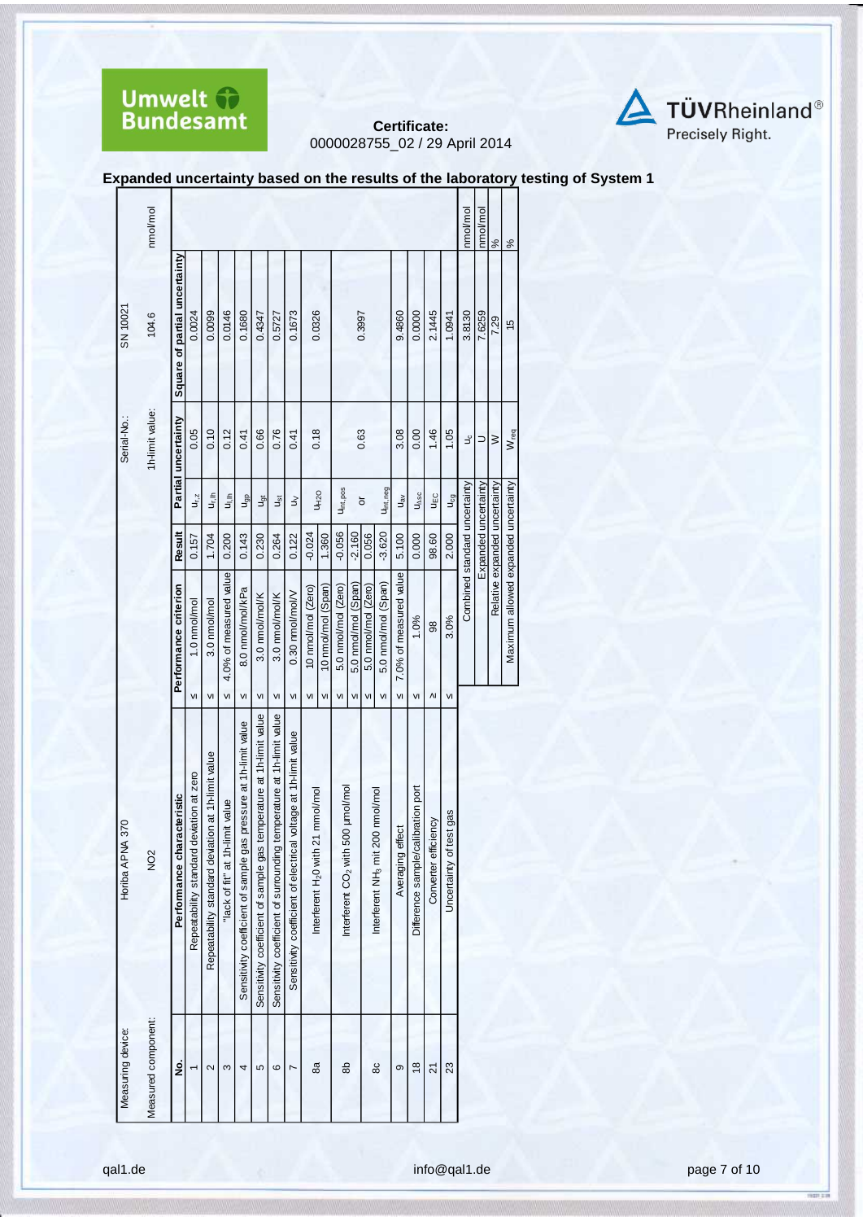**Certificate:**
0000028755_02 / 29 April 2014

## Expanded uncertainty based on the results of the laboratory testing of System 1

| Measuring device: | Horiba APNA 370 | | | | Serial-No.: | SN 10021 | |
|---|---|---|---|---|---|---|---|
| Measured component: | NO2 | | | | 1h-limit value: | 104.6 | nmol/mol |

| No. | Performance characteristic | | Performance criterion | Result | Partial uncertainty | | Square of partial uncertainty |
|---|---|---|---|---|---|---|---|
| 1 | Repeatability standard deviation at zero | ≤ | 1.0 nmol/mol | 0.157 | $u_{r,z}$ | 0.05 | 0.0024 |
| 2 | Repeatability standard deviation at 1h-limit value | ≤ | 3.0 nmol/mol | 1.704 | $u_{r,lh}$ | 0.10 | 0.0099 |
| 3 | "lack of fit" at 1h-limit value | ≤ | 4.0% of measured value | 0.200 | $u_{l,lh}$ | 0.12 | 0.0146 |
| 4 | Sensitivity coefficient of sample gas pressure at 1h-limit value | ≤ | 8.0 nmol/mol/kPa | 0.143 | $u_{gp}$ | 0.41 | 0.1680 |
| 5 | Sensitivity coefficient of sample gas temperature at 1h-limit value | ≤ | 3.0 nmol/mol/K | 0.230 | $u_{gt}$ | 0.66 | 0.4347 |
| 6 | Sensitivity coefficient of surrounding temperature at 1h-limit value | ≤ | 3.0 nmol/mol/K | 0.264 | $u_{st}$ | 0.76 | 0.5727 |
| 7 | Sensitivity coefficient of electrical voltage at 1h-limit value | ≤ | 0.30 nmol/mol/V | 0.122 | $u_V$ | 0.41 | 0.1673 |
| 8a | Interferent $H_2O$ with 21 mmol/mol | ≤ | 10 nmol/mol (Zero) | -0.024 | $u_{H2O}$ | 0.18 | 0.0326 |
| | | ≤ | 10 nmol/mol (Span) | 1.360 | | | |
| 8b | Interferent $CO_2$ with 500 µmol/mol | ≤ | 5.0 nmol/mol (Zero) | -0.056 | $u_{int,pos}$ | | |
| | | ≤ | 5.0 nmol/mol (Span) | -2.160 | or | 0.63 | 0.3997 |
| 8c | Interferent $NH_3$ mit 200 nmol/mol | ≤ | 5.0 nmol/mol (Zero) | 0.056 | | | |
| | | ≤ | 5.0 nmol/mol (Span) | -3.620 | $u_{int,neg}$ | | |
| 9 | Averaging effect | ≤ | 7.0% of measured value | 5.100 | $u_{av}$ | 3.08 | 9.4860 |
| 18 | Difference sample/calibration port | ≤ | 1.0% | 0.000 | $u_{\Delta sc}$ | 0.00 | 0.0000 |
| 21 | Converter efficiency | ≥ | 98 | 98.60 | $u_{EC}$ | 1.46 | 2.1445 |
| 23 | Uncertainty of test gas | ≤ | 3.0% | 2.000 | $u_{cg}$ | 1.05 | 1.0941 |

| | | | |
|---|---|---|---|
| Combined standard uncertainty | $u_c$ | 3.8130 | nmol/mol |
| Expanded uncertainty | U | 7.6259 | nmol/mol |
| Relative expanded uncertainty | W | 7.29 | % |
| Maximum allowed expanded uncertainty | $W_{req}$ | 15 | % |

qal1.de info@qal1.de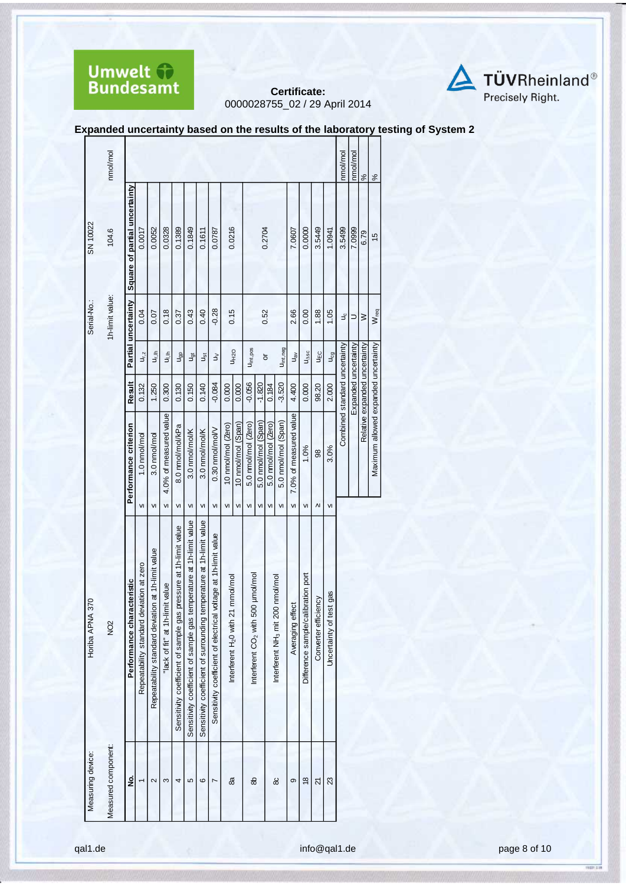**Certificate:**
0000028755_02 / 29 April 2014

## Expanded uncertainty based on the results of the laboratory testing of System 2

| Measuring device: | Horiba APNA 370 | | | Serial-No.: | SN 10022 | |
|---|---|---|---|---|---|---|
| Measured component: | NO2 | | | 1h-limit value: | 104.6 | nmol/mol |

| No. | Performance characteristic | | Performance criterion | Result | Partial uncertainty | | Square of partial uncertainty |
|---|---|---|---|---|---|---|---|
| 1 | Repeatability standard deviation at zero | ≤ | 1.0 nmol/mol | 0.132 | $u_{r,z}$ | 0.04 | 0.0017 |
| 2 | Repeatability standard deviation at 1h-limit value | ≤ | 3.0 nmol/mol | 1.250 | $u_{r,lh}$ | 0.07 | 0.0052 |
| 3 | "lack of fit" at 1h-limit value | ≤ | 4.0% of measured value | 0.300 | $u_{l,lh}$ | 0.18 | 0.0328 |
| 4 | Sensitivity coefficient of sample gas pressure at 1h-limit value | ≤ | 8.0 nmol/mol/kPa | 0.130 | $u_{gp}$ | 0.37 | 0.1389 |
| 5 | Sensitivity coefficient of sample gas temperature at 1h-limit value | ≤ | 3.0 nmol/mol/K | 0.150 | $u_{gt}$ | 0.43 | 0.1849 |
| 6 | Sensitivity coefficient of surrounding temperature at 1h-limit value | ≤ | 3.0 nmol/mol/K | 0.140 | $u_{st}$ | 0.40 | 0.1611 |
| 7 | Sensitivity coefficient of electrical voltage at 1h-limit value | ≤ | 0.30 nmol/mol/V | -0.084 | $u_V$ | -0.28 | 0.0787 |
| 8a | Interferent $H_2O$ with 21 mmol/mol | ≤ | 10 nmol/mol (Zero) | 0.000 | $u_{H2O}$ | 0.15 | 0.0216 |
| | | ≤ | 10 nmol/mol (Span) | 0.000 | | | |
| 8b | Interferent $CO_2$ with 500 µmol/mol | ≤ | 5.0 nmol/mol (Zero) | -0.056 | $u_{int,pos}$ or $u_{int,neg}$ | 0.52 | 0.2704 |
| | | ≤ | 5.0 nmol/mol (Span) | -1.820 | | | |
| 8c | Interferent $NH_3$ mit 200 nmol/mol | ≤ | 5.0 nmol/mol (Zero) | 0.184 | | | |
| | | ≤ | 5.0 nmol/mol (Span) | -3.520 | | | |
| 9 | Averaging effect | ≤ | 7.0% of measured value | 4.400 | $u_{av}$ | 2.66 | 7.0607 |
| 18 | Difference sample/calibration port | ≤ | 1.0% | 0.000 | $u_{\Delta sc}$ | 0.00 | 0.0000 |
| 21 | Converter efficiency | ≥ | 98 | 98.20 | $u_{EC}$ | 1.88 | 3.5449 |
| 23 | Uncertainty of test gas | ≤ | 3.0% | 2.000 | $u_{cg}$ | 1.05 | 1.0941 |
| | | | Combined standard uncertainty | | $u_c$ | | 3.5499 nmol/mol |
| | | | Expanded uncertainty | | U | | 7.0999 nmol/mol |
| | | | Relative expanded uncertainty | | W | | 6.79 % |
| | | | Maximum allowed expanded uncertainty | | $W_{req}$ | | 15 % |

qal1.de info@qal1.de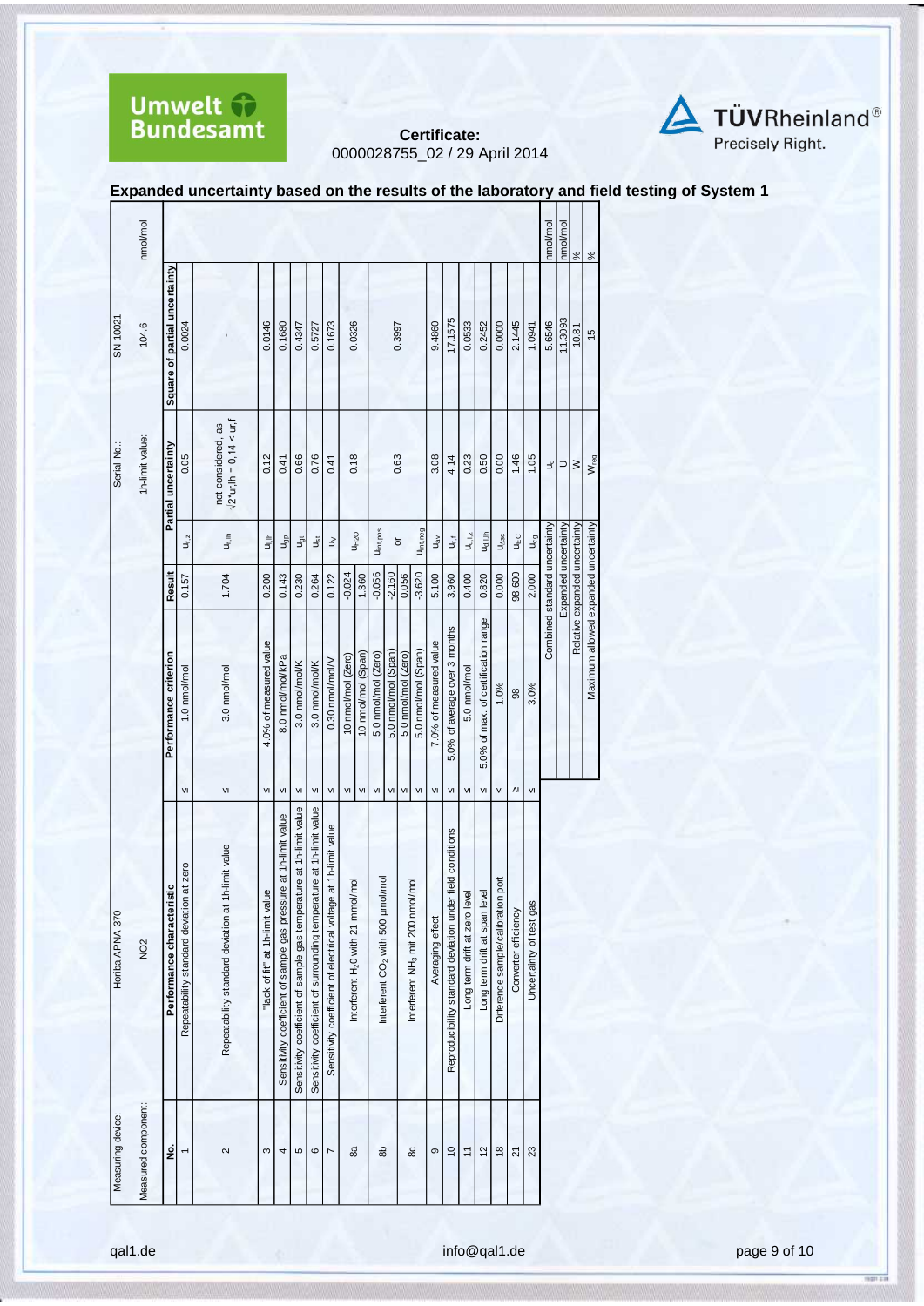Certificate:
0000028755_02 / 29 April 2014

## Expanded uncertainty based on the results of the laboratory and field testing of System 1

| Measuring device: | Horiba APNA 370 | | | | Serial-No.: | SN 10021 | |
|---|---|---|---|---|---|---|---|
| Measured component: | NO2 | | | | 1h-limit value: | 104.6 | nmol/mol |

| No. | Performance characteristic | | Performance criterion | Result | | Partial uncertainty | Square of partial uncertainty |
|---|---|---|---|---|---|---|---|
| 1 | Repeatability standard deviation at zero | ≤ | 1.0 nmol/mol | 0.157 | $u_{r,z}$ | 0.05 | 0.0024 |
| 2 | Repeatability standard deviation at 1h-limit value | ≤ | 3.0 nmol/mol | 1.704 | $u_{r,lh}$ | not considered, as $\sqrt{2} \cdot ur,lh = 0,14 < ur,f$ | - |
| 3 | "lack of fit" at 1h-limit value | ≤ | 4.0% of measured value | 0.200 | $u_{l,lh}$ | 0.12 | 0.0146 |
| 4 | Sensitivity coefficient of sample gas pressure at 1h-limit value | ≤ | 8.0 nmol/mol/kPa | 0.143 | $u_{gp}$ | 0.41 | 0.1680 |
| 5 | Sensitivity coefficient of sample gas temperature at 1h-limit value | ≤ | 3.0 nmol/mol/K | 0.230 | $u_{gt}$ | 0.66 | 0.4347 |
| 6 | Sensitivity coefficient of surrounding temperature at 1h-limit value | ≤ | 3.0 nmol/mol/K | 0.264 | $u_{st}$ | 0.76 | 0.5727 |
| 7 | Sensitivity coefficient of electrical voltage at 1h-limit value | ≤ | 0.30 nmol/mol/V | 0.122 | $u_V$ | 0.41 | 0.1673 |
| 8a | Interferent $H_2O$ with 21 mmol/mol | ≤ | 10 nmol/mol (Zero) | -0.024 | $u_{H2O}$ | 0.18 | 0.0326 |
| | | ≤ | 10 nmol/mol (Span) | 1.360 | | | |
| 8b | Interferent $CO_2$ with 500 µmol/mol | ≤ | 5.0 nmol/mol (Zero) | -0.056 | $u_{int,pos}$ or $u_{int,neg}$ | 0.63 | 0.3997 |
| | | ≤ | 5.0 nmol/mol (Span) | -2.160 | | | |
| 8c | Interferent $NH_3$ mit 200 nmol/mol | ≤ | 5.0 nmol/mol (Zero) | 0.056 | | | |
| | | ≤ | 5.0 nmol/mol (Span) | -3.620 | | | |
| 9 | Averaging effect | ≤ | 7.0% of measured value | 5.100 | $u_{av}$ | 3.08 | 9.4860 |
| 10 | Reproducibility standard deviation under field conditions | ≤ | 5.0% of average over 3 months | 3.960 | $u_{r,f}$ | 4.14 | 17.1575 |
| 11 | Long term drift at zero level | ≤ | 5.0 nmol/mol | 0.400 | $u_{d,l,z}$ | 0.23 | 0.0533 |
| 12 | Long term drift at span level | ≤ | 5.0% of max. of certification range | 0.820 | $u_{d,l,lh}$ | 0.50 | 0.2452 |
| 18 | Difference sample/calibration port | ≤ | 1.0% | 0.000 | $u_{\Delta sc}$ | 0.00 | 0.0000 |
| 21 | Converter efficiency | ≥ | 98 | 98.600 | $u_{EC}$ | 1.46 | 2.1445 |
| 23 | Uncertainty of test gas | ≤ | 3.0% | 2.000 | $u_{cg}$ | 1.05 | 1.0941 |
| | | | Combined standard uncertainty | | $u_c$ | | 5.6546 nmol/mol |
| | | | Expanded uncertainty | | $U$ | | 11.3093 nmol/mol |
| | | | Relative expanded uncertainty | | $W$ | | 10.81 % |
| | | | Maximum allowed expanded uncertainty | | $W_{req}$ | | 15 % |

qal1.de info@qal1.de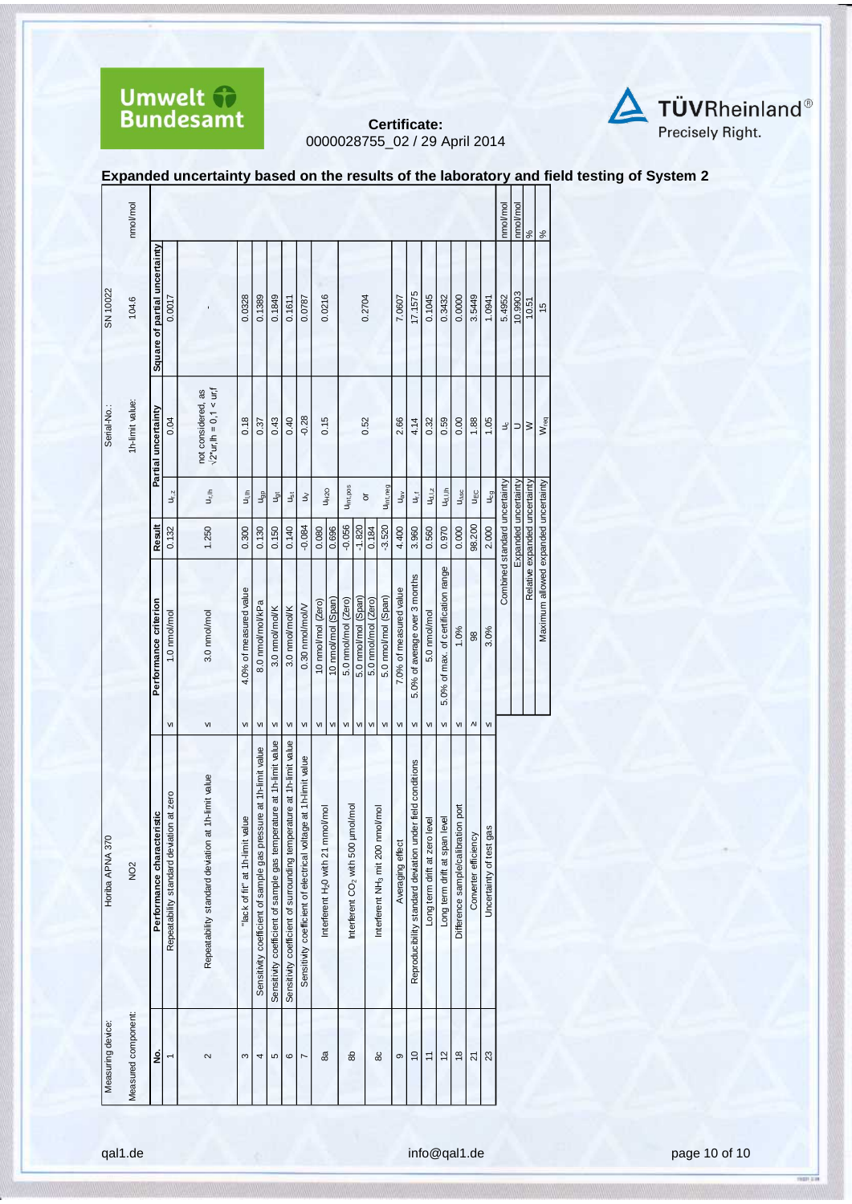Certificate:
0000028755_02 / 29 April 2014

## Expanded uncertainty based on the results of the laboratory and field testing of System 2

| | | | | | | | |
|---|---|---|---|---|---|---|---|
| Measuring device: | Horiba APNA 370 | | | Serial-No.: | | SN 10022 | |
| Measured component: | NO2 | | | 1h-limit value: | | 104.6 | nmol/mol |

| No. | Performance characteristic | | Performance criterion | Result | Partial uncertainty | | Square of partial uncertainty |
|---|---|---|---|---|---|---|---|
| 1 | Repeatability standard deviation at zero | ≤ | 1.0 nmol/mol | 0.132 | $u_{r,z}$ | 0.04 | 0.0017 |
| 2 | Repeatability standard deviation at 1h-limit value | ≤ | 3.0 nmol/mol | 1.250 | $u_{r,lh}$ | not considered, as $\sqrt{2}$*ur,lh = 0,1 < ur,f | - |
| 3 | "lack of fit" at 1h-limit value | ≤ | 4.0% of measured value | 0.300 | $u_{l,lh}$ | 0.18 | 0.0328 |
| 4 | Sensitivity coefficient of sample gas pressure at 1h-limit value | ≤ | 8.0 nmol/mol/kPa | 0.130 | $u_{gp}$ | 0.37 | 0.1389 |
| 5 | Sensitivity coefficient of sample gas temperature at 1h-limit value | ≤ | 3.0 nmol/mol/K | 0.150 | $u_{gt}$ | 0.43 | 0.1849 |
| 6 | Sensitivity coefficient of surrounding temperature at 1h-limit value | ≤ | 3.0 nmol/mol/K | 0.140 | $u_{st}$ | 0.40 | 0.1611 |
| 7 | Sensitivity coefficient of electrical voltage at 1h-limit value | ≤ | 0.30 nmol/mol/V | -0.084 | $u_V$ | -0.28 | 0.0787 |
| 8a | Interferent $H_2O$ with 21 mmol/mol | ≤ | 10 nmol/mol (Zero) | 0.080 | $u_{H2O}$ | 0.15 | 0.0216 |
| | | ≤ | 10 nmol/mol (Span) | 0.696 | | | |
| 8b | Interferent $CO_2$ with 500 µmol/mol | ≤ | 5.0 nmol/mol (Zero) | -0.056 | $u_{int,pos}$ | 0.52 | 0.2704 |
| | | ≤ | 5.0 nmol/mol (Span) | -1.820 | or | | |
| 8c | Interferent $NH_3$ mit 200 nmol/mol | ≤ | 5.0 nmol/mol (Zero) | 0.184 | | | |
| | | ≤ | 5.0 nmol/mol (Span) | -3.520 | $u_{int,neg}$ | | |
| 9 | Averaging effect | ≤ | 7.0% of measured value | 4.400 | $u_{av}$ | 2.66 | 7.0607 |
| 10 | Reproducibility standard deviation under field conditions | ≤ | 5.0% of average over 3 months | 3.960 | $u_{r,f}$ | 4.14 | 17.1575 |
| 11 | Long term drift at zero level | ≤ | 5.0 nmol/mol | 0.560 | $u_{d,l,z}$ | 0.32 | 0.1045 |
| 12 | Long term drift at span level | ≤ | 5.0% of max. of certification range | 0.970 | $u_{d,l,lh}$ | 0.59 | 0.3432 |
| 18 | Difference sample/calibration port | ≤ | 1.0% | 0.000 | $u_{\Delta sc}$ | 0.00 | 0.0000 |
| 21 | Converter efficiency | ≥ | 98 | 98.200 | $u_{EC}$ | 1.88 | 3.5449 |
| 23 | Uncertainty of test gas | ≤ | 3.0% | 2.000 | $u_{cg}$ | 1.05 | 1.0941 |
| | | | Combined standard uncertainty | | $u_c$ | | 5.4952 nmol/mol |
| | | | Expanded uncertainty | | U | | 10.9903 nmol/mol |
| | | | Relative expanded uncertainty | | W | | 10.51 % |
| | | | Maximum allowed expanded uncertainty | | $W_{req}$ | | 15 % |